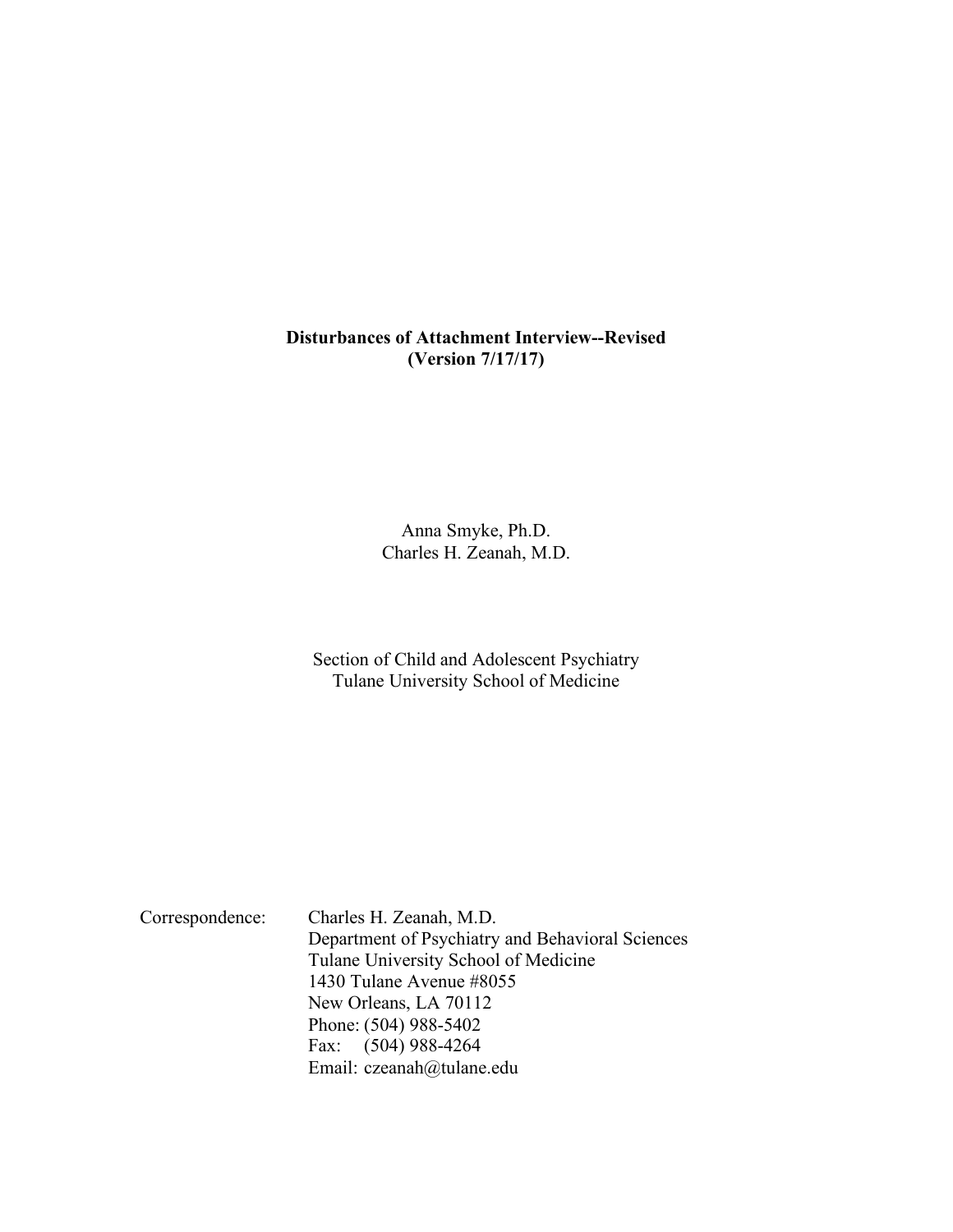# Disturbances of Attachment Interview--Revised
**(Version 7/17/17)**

Anna Smyke, Ph.D.
Charles H. Zeanah, M.D.

Section of Child and Adolescent Psychiatry
Tulane University School of Medicine

Correspondence: Charles H. Zeanah, M.D.
Department of Psychiatry and Behavioral Sciences
Tulane University School of Medicine
1430 Tulane Avenue #8055
New Orleans, LA 70112
Phone: (504) 988-5402
Fax: (504) 988-4264
Email: czeanah@tulane.edu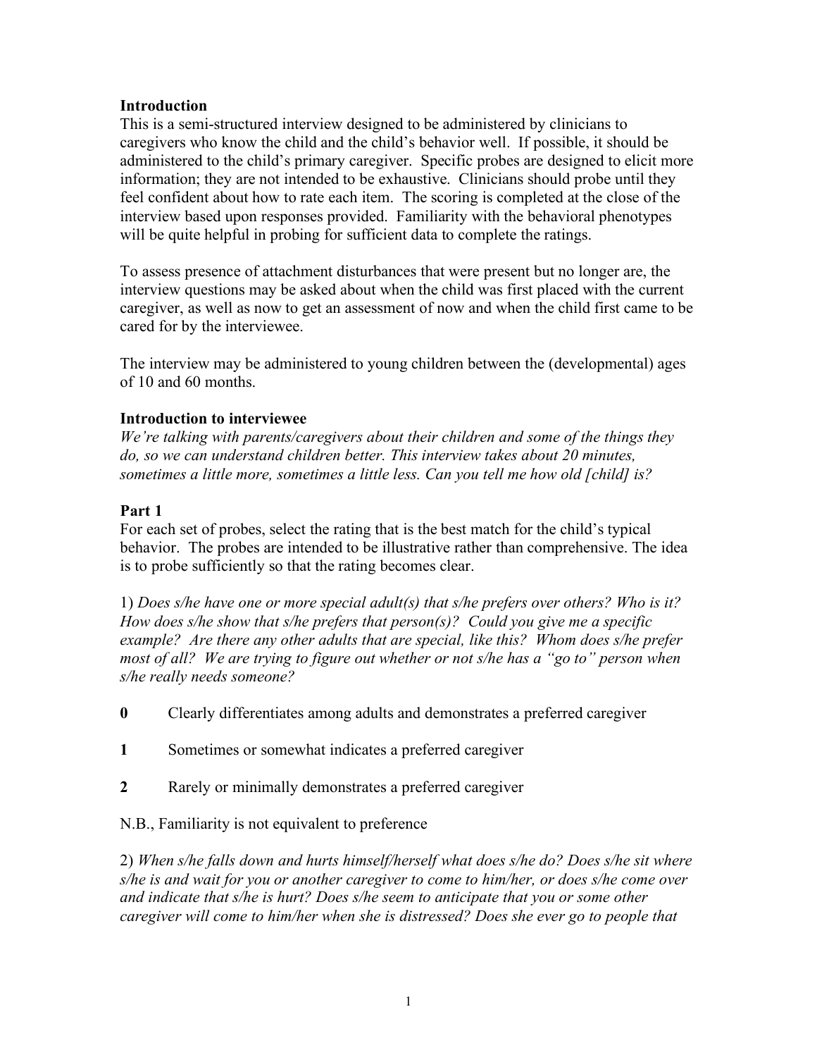**Introduction**

This is a semi-structured interview designed to be administered by clinicians to caregivers who know the child and the child's behavior well. If possible, it should be administered to the child's primary caregiver. Specific probes are designed to elicit more information; they are not intended to be exhaustive. Clinicians should probe until they feel confident about how to rate each item. The scoring is completed at the close of the interview based upon responses provided. Familiarity with the behavioral phenotypes will be quite helpful in probing for sufficient data to complete the ratings.

To assess presence of attachment disturbances that were present but no longer are, the interview questions may be asked about when the child was first placed with the current caregiver, as well as now to get an assessment of now and when the child first came to be cared for by the interviewee.

The interview may be administered to young children between the (developmental) ages of 10 and 60 months.

**Introduction to interviewee**

*We're talking with parents/caregivers about their children and some of the things they do, so we can understand children better. This interview takes about 20 minutes, sometimes a little more, sometimes a little less. Can you tell me how old [child] is?*

**Part 1**

For each set of probes, select the rating that is the best match for the child's typical behavior. The probes are intended to be illustrative rather than comprehensive. The idea is to probe sufficiently so that the rating becomes clear.

1) *Does s/he have one or more special adult(s) that s/he prefers over others? Who is it? How does s/he show that s/he prefers that person(s)? Could you give me a specific example? Are there any other adults that are special, like this? Whom does s/he prefer most of all? We are trying to figure out whether or not s/he has a "go to" person when s/he really needs someone?*

**0** Clearly differentiates among adults and demonstrates a preferred caregiver

**1** Sometimes or somewhat indicates a preferred caregiver

**2** Rarely or minimally demonstrates a preferred caregiver

N.B., Familiarity is not equivalent to preference

2) *When s/he falls down and hurts himself/herself what does s/he do? Does s/he sit where s/he is and wait for you or another caregiver to come to him/her, or does s/he come over and indicate that s/he is hurt? Does s/he seem to anticipate that you or some other caregiver will come to him/her when she is distressed? Does she ever go to people that*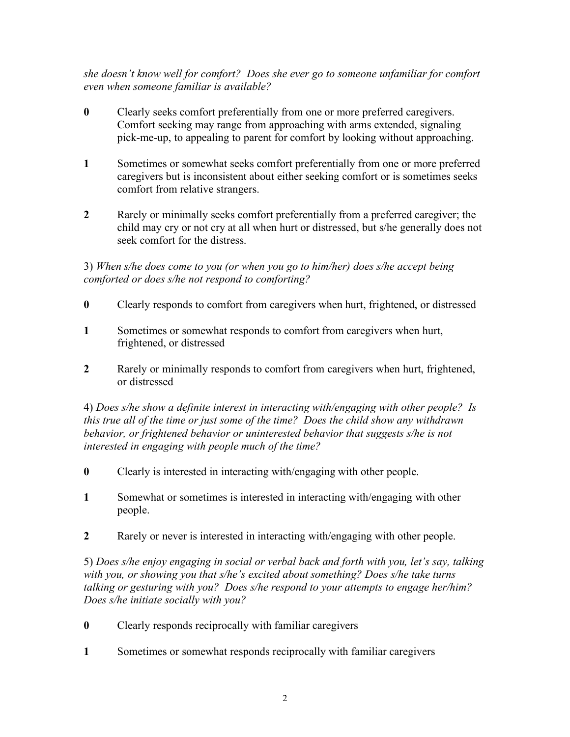*she doesn't know well for comfort? Does she ever go to someone unfamiliar for comfort even when someone familiar is available?*

**0** Clearly seeks comfort preferentially from one or more preferred caregivers. Comfort seeking may range from approaching with arms extended, signaling pick-me-up, to appealing to parent for comfort by looking without approaching.

**1** Sometimes or somewhat seeks comfort preferentially from one or more preferred caregivers but is inconsistent about either seeking comfort or is sometimes seeks comfort from relative strangers.

**2** Rarely or minimally seeks comfort preferentially from a preferred caregiver; the child may cry or not cry at all when hurt or distressed, but s/he generally does not seek comfort for the distress.

3) *When s/he does come to you (or when you go to him/her) does s/he accept being comforted or does s/he not respond to comforting?*

**0** Clearly responds to comfort from caregivers when hurt, frightened, or distressed

**1** Sometimes or somewhat responds to comfort from caregivers when hurt, frightened, or distressed

**2** Rarely or minimally responds to comfort from caregivers when hurt, frightened, or distressed

4) *Does s/he show a definite interest in interacting with/engaging with other people? Is this true all of the time or just some of the time? Does the child show any withdrawn behavior, or frightened behavior or uninterested behavior that suggests s/he is not interested in engaging with people much of the time?*

**0** Clearly is interested in interacting with/engaging with other people.

**1** Somewhat or sometimes is interested in interacting with/engaging with other people.

**2** Rarely or never is interested in interacting with/engaging with other people.

5) *Does s/he enjoy engaging in social or verbal back and forth with you, let's say, talking with you, or showing you that s/he's excited about something? Does s/he take turns talking or gesturing with you? Does s/he respond to your attempts to engage her/him? Does s/he initiate socially with you?*

**0** Clearly responds reciprocally with familiar caregivers

**1** Sometimes or somewhat responds reciprocally with familiar caregivers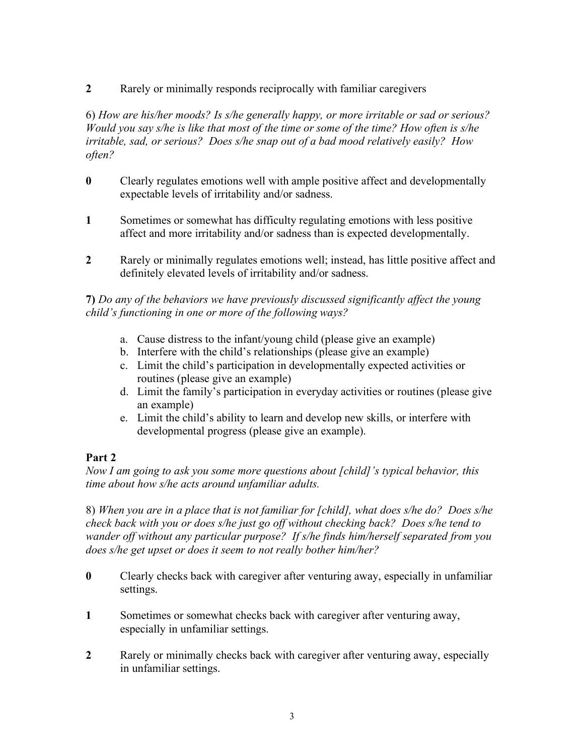**2** Rarely or minimally responds reciprocally with familiar caregivers

6) *How are his/her moods? Is s/he generally happy, or more irritable or sad or serious? Would you say s/he is like that most of the time or some of the time? How often is s/he irritable, sad, or serious? Does s/he snap out of a bad mood relatively easily? How often?*

**0** Clearly regulates emotions well with ample positive affect and developmentally expectable levels of irritability and/or sadness.

**1** Sometimes or somewhat has difficulty regulating emotions with less positive affect and more irritability and/or sadness than is expected developmentally.

**2** Rarely or minimally regulates emotions well; instead, has little positive affect and definitely elevated levels of irritability and/or sadness.

**7)** *Do any of the behaviors we have previously discussed significantly affect the young child's functioning in one or more of the following ways?*

a. Cause distress to the infant/young child (please give an example)
b. Interfere with the child's relationships (please give an example)
c. Limit the child's participation in developmentally expected activities or routines (please give an example)
d. Limit the family's participation in everyday activities or routines (please give an example)
e. Limit the child's ability to learn and develop new skills, or interfere with developmental progress (please give an example).

## Part 2

*Now I am going to ask you some more questions about [child]'s typical behavior, this time about how s/he acts around unfamiliar adults.*

8) *When you are in a place that is not familiar for [child], what does s/he do? Does s/he check back with you or does s/he just go off without checking back? Does s/he tend to wander off without any particular purpose? If s/he finds him/herself separated from you does s/he get upset or does it seem to not really bother him/her?*

**0** Clearly checks back with caregiver after venturing away, especially in unfamiliar settings.

**1** Sometimes or somewhat checks back with caregiver after venturing away, especially in unfamiliar settings.

**2** Rarely or minimally checks back with caregiver after venturing away, especially in unfamiliar settings.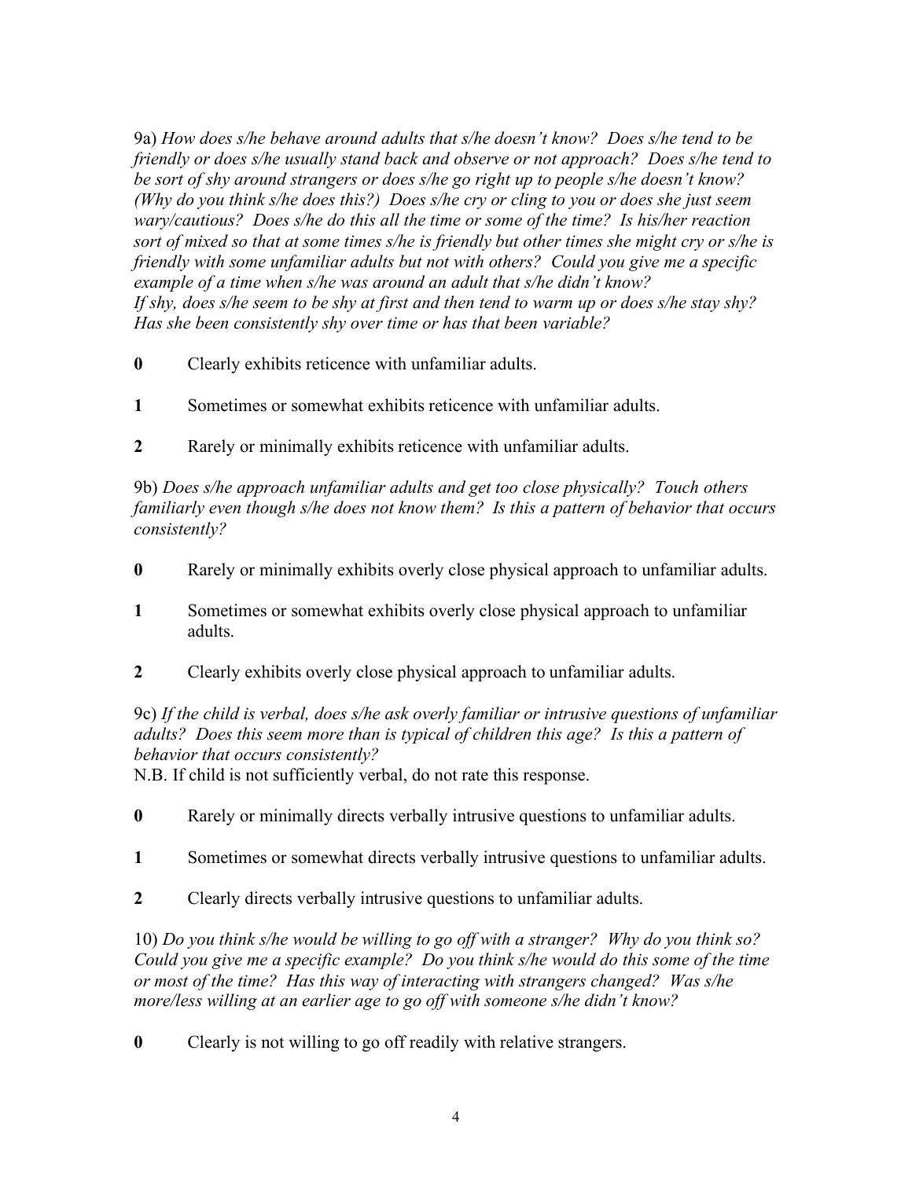9a) *How does s/he behave around adults that s/he doesn't know? Does s/he tend to be friendly or does s/he usually stand back and observe or not approach? Does s/he tend to be sort of shy around strangers or does s/he go right up to people s/he doesn't know? (Why do you think s/he does this?) Does s/he cry or cling to you or does she just seem wary/cautious? Does s/he do this all the time or some of the time? Is his/her reaction sort of mixed so that at some times s/he is friendly but other times she might cry or s/he is friendly with some unfamiliar adults but not with others? Could you give me a specific example of a time when s/he was around an adult that s/he didn't know? If shy, does s/he seem to be shy at first and then tend to warm up or does s/he stay shy? Has she been consistently shy over time or has that been variable?*

**0** Clearly exhibits reticence with unfamiliar adults.

**1** Sometimes or somewhat exhibits reticence with unfamiliar adults.

**2** Rarely or minimally exhibits reticence with unfamiliar adults.

9b) *Does s/he approach unfamiliar adults and get too close physically? Touch others familiarly even though s/he does not know them? Is this a pattern of behavior that occurs consistently?*

**0** Rarely or minimally exhibits overly close physical approach to unfamiliar adults.

**1** Sometimes or somewhat exhibits overly close physical approach to unfamiliar adults.

**2** Clearly exhibits overly close physical approach to unfamiliar adults.

9c) *If the child is verbal, does s/he ask overly familiar or intrusive questions of unfamiliar adults? Does this seem more than is typical of children this age? Is this a pattern of behavior that occurs consistently?*

N.B. If child is not sufficiently verbal, do not rate this response.

**0** Rarely or minimally directs verbally intrusive questions to unfamiliar adults.

**1** Sometimes or somewhat directs verbally intrusive questions to unfamiliar adults.

**2** Clearly directs verbally intrusive questions to unfamiliar adults.

10) *Do you think s/he would be willing to go off with a stranger? Why do you think so? Could you give me a specific example? Do you think s/he would do this some of the time or most of the time? Has this way of interacting with strangers changed? Was s/he more/less willing at an earlier age to go off with someone s/he didn't know?*

**0** Clearly is not willing to go off readily with relative strangers.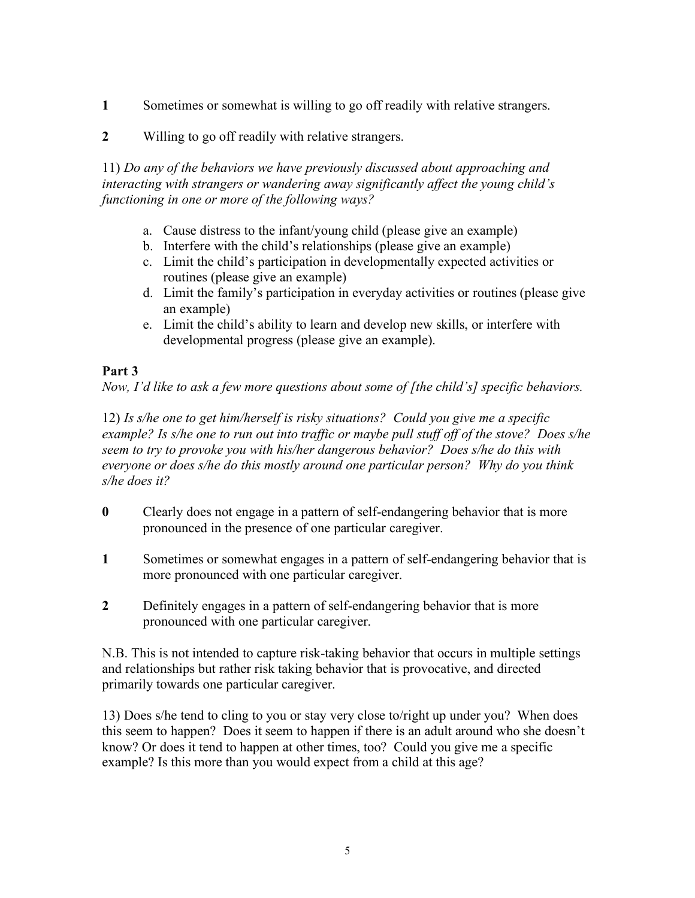**1** Sometimes or somewhat is willing to go off readily with relative strangers.

**2** Willing to go off readily with relative strangers.

11) *Do any of the behaviors we have previously discussed about approaching and interacting with strangers or wandering away significantly affect the young child's functioning in one or more of the following ways?*

a. Cause distress to the infant/young child (please give an example)
b. Interfere with the child's relationships (please give an example)
c. Limit the child's participation in developmentally expected activities or routines (please give an example)
d. Limit the family's participation in everyday activities or routines (please give an example)
e. Limit the child's ability to learn and develop new skills, or interfere with developmental progress (please give an example).

## Part 3

*Now, I'd like to ask a few more questions about some of [the child's] specific behaviors.*

12) *Is s/he one to get him/herself is risky situations? Could you give me a specific example? Is s/he one to run out into traffic or maybe pull stuff off of the stove? Does s/he seem to try to provoke you with his/her dangerous behavior? Does s/he do this with everyone or does s/he do this mostly around one particular person? Why do you think s/he does it?*

**0** Clearly does not engage in a pattern of self-endangering behavior that is more pronounced in the presence of one particular caregiver.

**1** Sometimes or somewhat engages in a pattern of self-endangering behavior that is more pronounced with one particular caregiver.

**2** Definitely engages in a pattern of self-endangering behavior that is more pronounced with one particular caregiver.

N.B. This is not intended to capture risk-taking behavior that occurs in multiple settings and relationships but rather risk taking behavior that is provocative, and directed primarily towards one particular caregiver.

13) Does s/he tend to cling to you or stay very close to/right up under you? When does this seem to happen? Does it seem to happen if there is an adult around who she doesn't know? Or does it tend to happen at other times, too? Could you give me a specific example? Is this more than you would expect from a child at this age?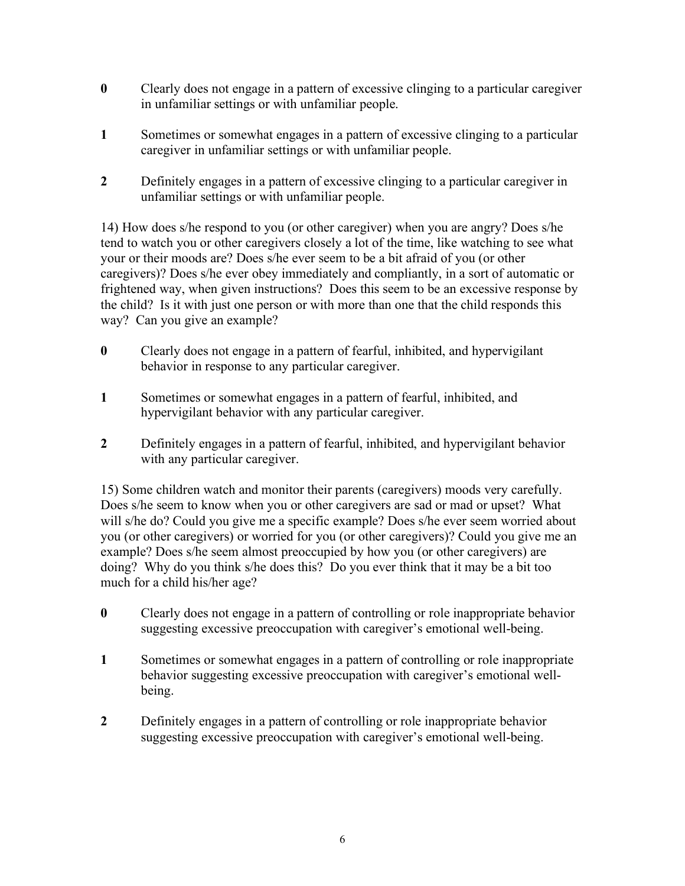**0** Clearly does not engage in a pattern of excessive clinging to a particular caregiver in unfamiliar settings or with unfamiliar people.

**1** Sometimes or somewhat engages in a pattern of excessive clinging to a particular caregiver in unfamiliar settings or with unfamiliar people.

**2** Definitely engages in a pattern of excessive clinging to a particular caregiver in unfamiliar settings or with unfamiliar people.

14) How does s/he respond to you (or other caregiver) when you are angry? Does s/he tend to watch you or other caregivers closely a lot of the time, like watching to see what your or their moods are? Does s/he ever seem to be a bit afraid of you (or other caregivers)? Does s/he ever obey immediately and compliantly, in a sort of automatic or frightened way, when given instructions? Does this seem to be an excessive response by the child? Is it with just one person or with more than one that the child responds this way? Can you give an example?

**0** Clearly does not engage in a pattern of fearful, inhibited, and hypervigilant behavior in response to any particular caregiver.

**1** Sometimes or somewhat engages in a pattern of fearful, inhibited, and hypervigilant behavior with any particular caregiver.

**2** Definitely engages in a pattern of fearful, inhibited, and hypervigilant behavior with any particular caregiver.

15) Some children watch and monitor their parents (caregivers) moods very carefully. Does s/he seem to know when you or other caregivers are sad or mad or upset? What will s/he do? Could you give me a specific example? Does s/he ever seem worried about you (or other caregivers) or worried for you (or other caregivers)? Could you give me an example? Does s/he seem almost preoccupied by how you (or other caregivers) are doing? Why do you think s/he does this? Do you ever think that it may be a bit too much for a child his/her age?

**0** Clearly does not engage in a pattern of controlling or role inappropriate behavior suggesting excessive preoccupation with caregiver's emotional well-being.

**1** Sometimes or somewhat engages in a pattern of controlling or role inappropriate behavior suggesting excessive preoccupation with caregiver's emotional well-being.

**2** Definitely engages in a pattern of controlling or role inappropriate behavior suggesting excessive preoccupation with caregiver's emotional well-being.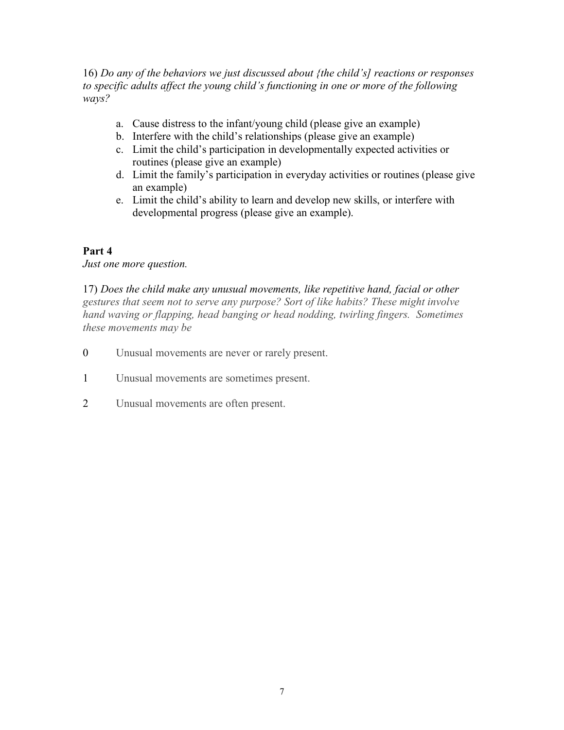16) *Do any of the behaviors we just discussed about {the child's] reactions or responses to specific adults affect the young child's functioning in one or more of the following ways?*

a. Cause distress to the infant/young child (please give an example)
b. Interfere with the child's relationships (please give an example)
c. Limit the child's participation in developmentally expected activities or routines (please give an example)
d. Limit the family's participation in everyday activities or routines (please give an example)
e. Limit the child's ability to learn and develop new skills, or interfere with developmental progress (please give an example).

**Part 4**

*Just one more question.*

17) *Does the child make any unusual movements, like repetitive hand, facial or other gestures that seem not to serve any purpose? Sort of like habits? These might involve hand waving or flapping, head banging or head nodding, twirling fingers. Sometimes these movements may be*

0 Unusual movements are never or rarely present.

1 Unusual movements are sometimes present.

2 Unusual movements are often present.